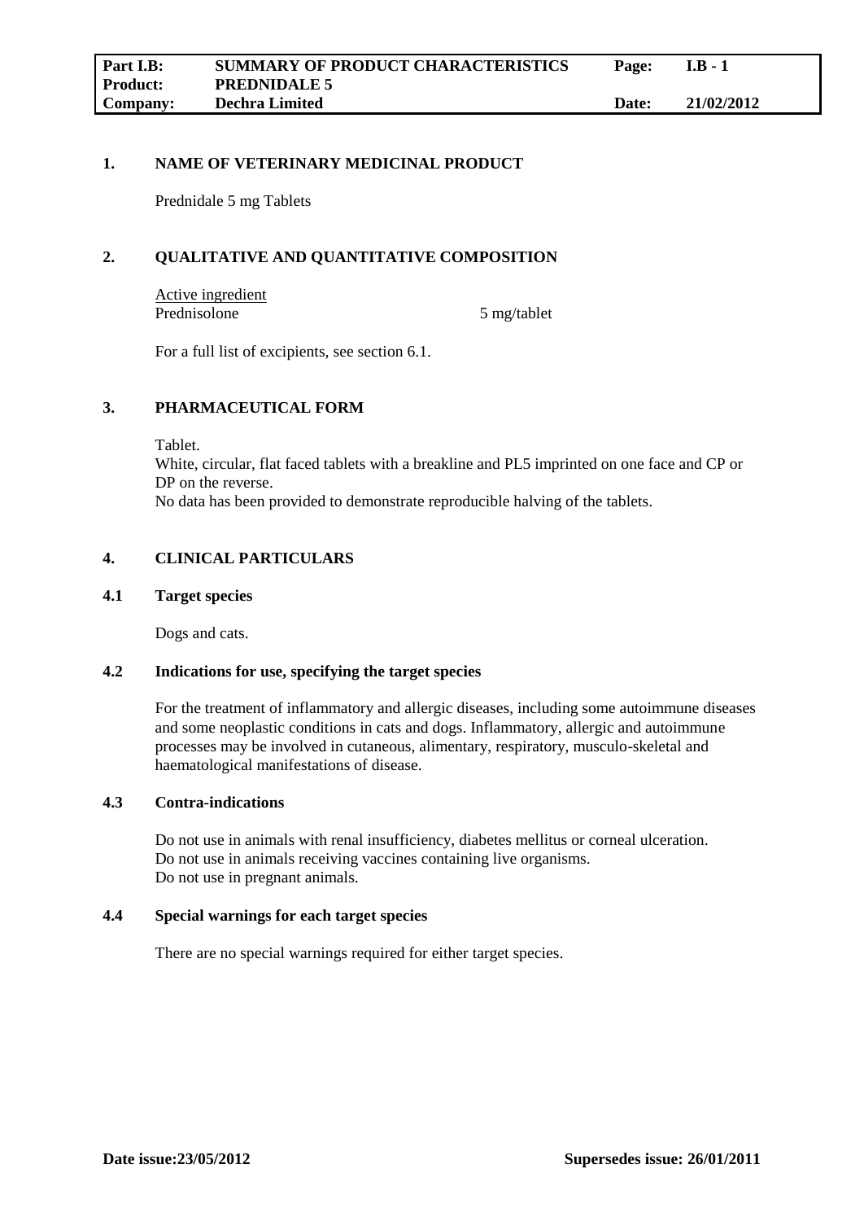## 1. NAME OF VETERINARY MEDICINAL PRODUCT

Prednidale 5 mg Tablets

## 2. QUALITATIVE AND QUANTITATIVE COMPOSITION

Active ingredient

| | |
|---|---|
| Prednisolone | 5 mg/tablet |

For a full list of excipients, see section 6.1.

## 3. PHARMACEUTICAL FORM

Tablet.

White, circular, flat faced tablets with a breakline and PL5 imprinted on one face and CP or DP on the reverse.

No data has been provided to demonstrate reproducible halving of the tablets.

## 4. CLINICAL PARTICULARS

### 4.1 Target species

Dogs and cats.

### 4.2 Indications for use, specifying the target species

For the treatment of inflammatory and allergic diseases, including some autoimmune diseases and some neoplastic conditions in cats and dogs. Inflammatory, allergic and autoimmune processes may be involved in cutaneous, alimentary, respiratory, musculo-skeletal and haematological manifestations of disease.

### 4.3 Contra-indications

Do not use in animals with renal insufficiency, diabetes mellitus or corneal ulceration.
Do not use in animals receiving vaccines containing live organisms.
Do not use in pregnant animals.

### 4.4 Special warnings for each target species

There are no special warnings required for either target species.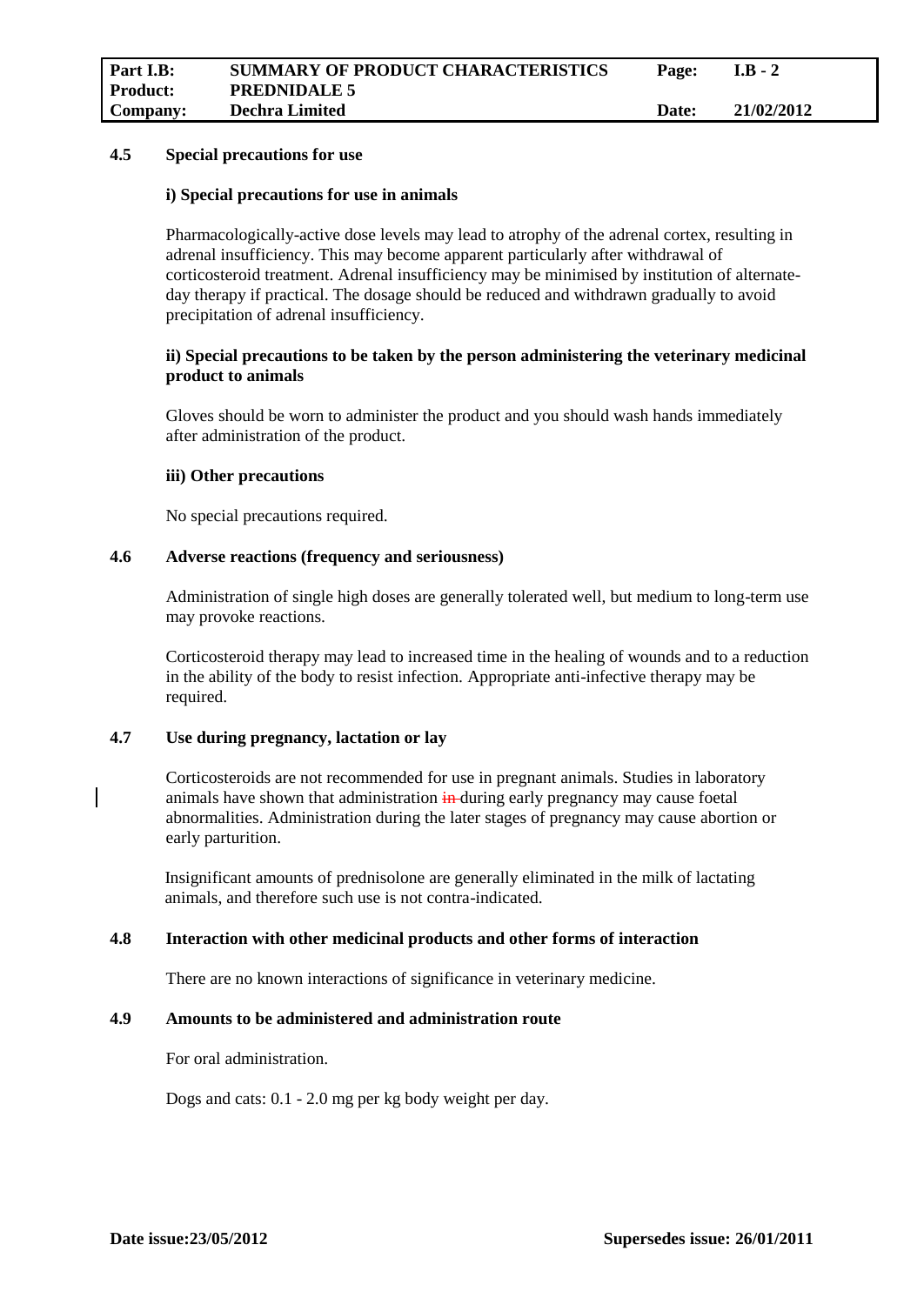### 4.5 Special precautions for use

**i) Special precautions for use in animals**

Pharmacologically-active dose levels may lead to atrophy of the adrenal cortex, resulting in adrenal insufficiency. This may become apparent particularly after withdrawal of corticosteroid treatment. Adrenal insufficiency may be minimised by institution of alternate-day therapy if practical. The dosage should be reduced and withdrawn gradually to avoid precipitation of adrenal insufficiency.

**ii) Special precautions to be taken by the person administering the veterinary medicinal product to animals**

Gloves should be worn to administer the product and you should wash hands immediately after administration of the product.

**iii) Other precautions**

No special precautions required.

### 4.6 Adverse reactions (frequency and seriousness)

Administration of single high doses are generally tolerated well, but medium to long-term use may provoke reactions.

Corticosteroid therapy may lead to increased time in the healing of wounds and to a reduction in the ability of the body to resist infection. Appropriate anti-infective therapy may be required.

### 4.7 Use during pregnancy, lactation or lay

Corticosteroids are not recommended for use in pregnant animals. Studies in laboratory animals have shown that administration ~~in~~ during early pregnancy may cause foetal abnormalities. Administration during the later stages of pregnancy may cause abortion or early parturition.

Insignificant amounts of prednisolone are generally eliminated in the milk of lactating animals, and therefore such use is not contra-indicated.

### 4.8 Interaction with other medicinal products and other forms of interaction

There are no known interactions of significance in veterinary medicine.

### 4.9 Amounts to be administered and administration route

For oral administration.

Dogs and cats: 0.1 - 2.0 mg per kg body weight per day.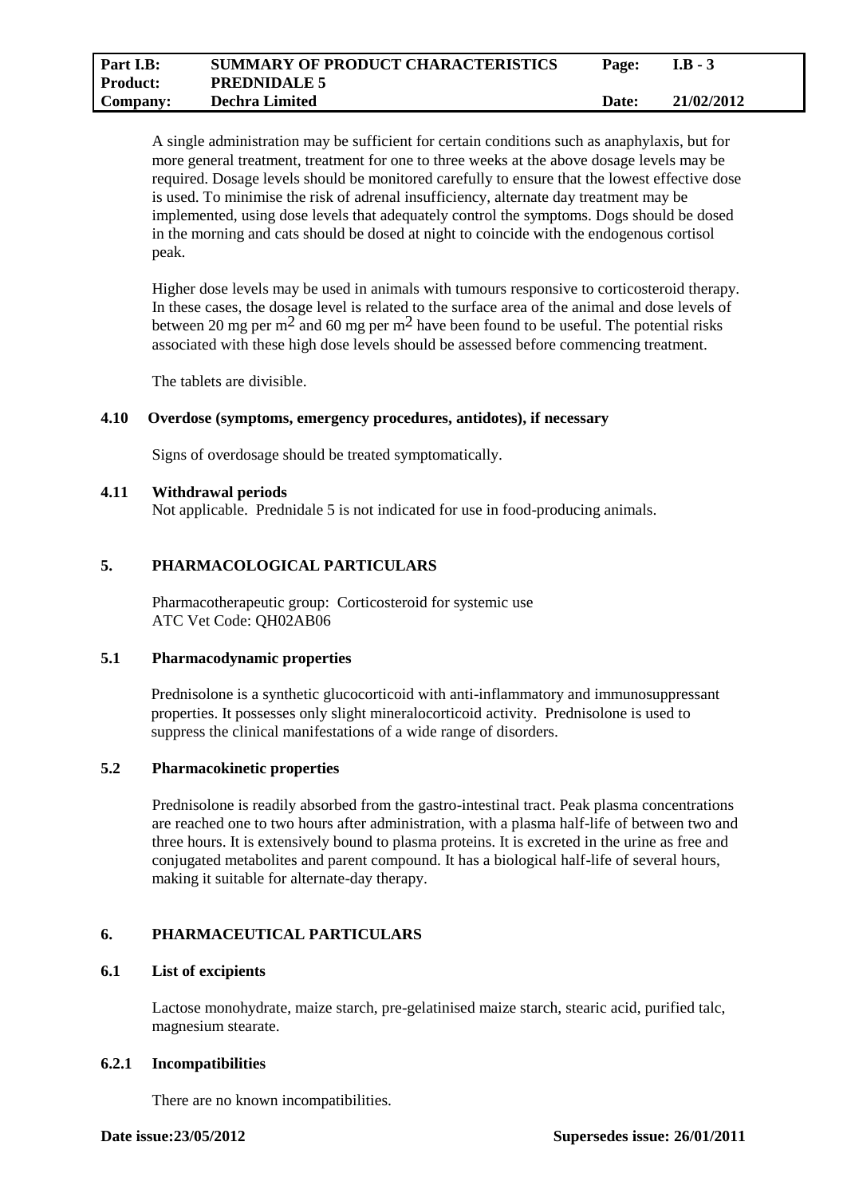A single administration may be sufficient for certain conditions such as anaphylaxis, but for more general treatment, treatment for one to three weeks at the above dosage levels may be required. Dosage levels should be monitored carefully to ensure that the lowest effective dose is used. To minimise the risk of adrenal insufficiency, alternate day treatment may be implemented, using dose levels that adequately control the symptoms. Dogs should be dosed in the morning and cats should be dosed at night to coincide with the endogenous cortisol peak.

Higher dose levels may be used in animals with tumours responsive to corticosteroid therapy. In these cases, the dosage level is related to the surface area of the animal and dose levels of between 20 mg per $m^2$ and 60 mg per $m^2$ have been found to be useful. The potential risks associated with these high dose levels should be assessed before commencing treatment.

The tablets are divisible.

### 4.10 Overdose (symptoms, emergency procedures, antidotes), if necessary

Signs of overdosage should be treated symptomatically.

### 4.11 Withdrawal periods

Not applicable. Prednidale 5 is not indicated for use in food-producing animals.

## 5. PHARMACOLOGICAL PARTICULARS

Pharmacotherapeutic group: Corticosteroid for systemic use
ATC Vet Code: QH02AB06

### 5.1 Pharmacodynamic properties

Prednisolone is a synthetic glucocorticoid with anti-inflammatory and immunosuppressant properties. It possesses only slight mineralocorticoid activity. Prednisolone is used to suppress the clinical manifestations of a wide range of disorders.

### 5.2 Pharmacokinetic properties

Prednisolone is readily absorbed from the gastro-intestinal tract. Peak plasma concentrations are reached one to two hours after administration, with a plasma half-life of between two and three hours. It is extensively bound to plasma proteins. It is excreted in the urine as free and conjugated metabolites and parent compound. It has a biological half-life of several hours, making it suitable for alternate-day therapy.

## 6. PHARMACEUTICAL PARTICULARS

### 6.1 List of excipients

Lactose monohydrate, maize starch, pre-gelatinised maize starch, stearic acid, purified talc, magnesium stearate.

### 6.2.1 Incompatibilities

There are no known incompatibilities.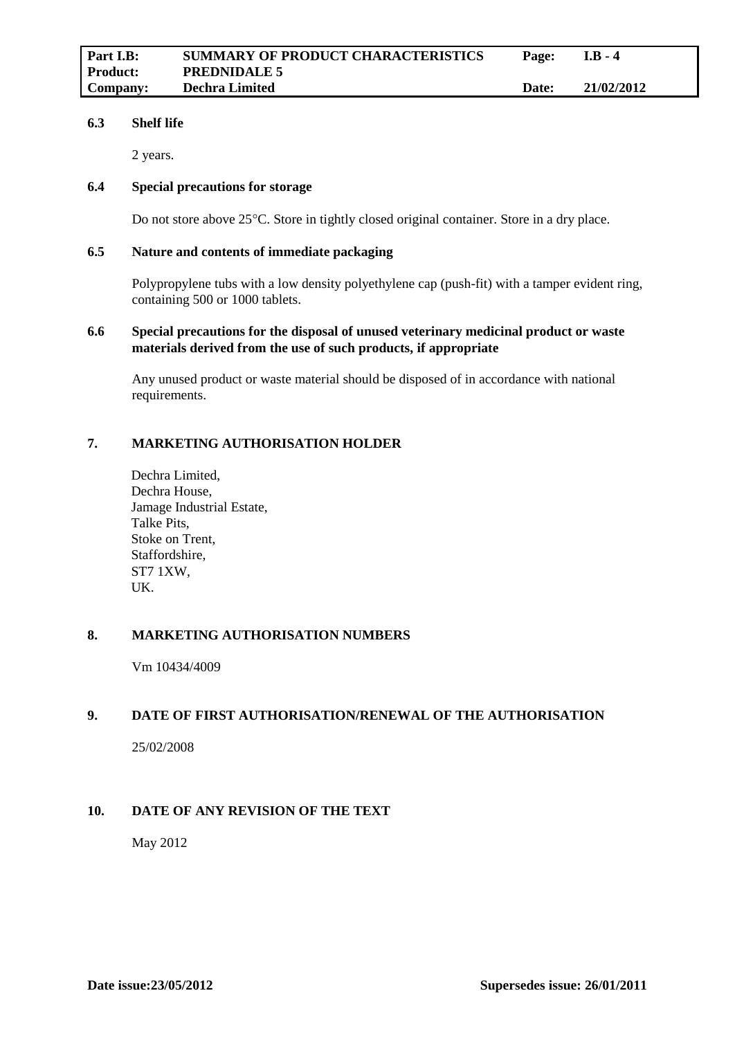### 6.3 Shelf life

2 years.

### 6.4 Special precautions for storage

Do not store above 25°C. Store in tightly closed original container. Store in a dry place.

### 6.5 Nature and contents of immediate packaging

Polypropylene tubs with a low density polyethylene cap (push-fit) with a tamper evident ring, containing 500 or 1000 tablets.

### 6.6 Special precautions for the disposal of unused veterinary medicinal product or waste materials derived from the use of such products, if appropriate

Any unused product or waste material should be disposed of in accordance with national requirements.

## 7. MARKETING AUTHORISATION HOLDER

Dechra Limited,
Dechra House,
Jamage Industrial Estate,
Talke Pits,
Stoke on Trent,
Staffordshire,
ST7 1XW,
UK.

## 8. MARKETING AUTHORISATION NUMBERS

Vm 10434/4009

## 9. DATE OF FIRST AUTHORISATION/RENEWAL OF THE AUTHORISATION

25/02/2008

## 10. DATE OF ANY REVISION OF THE TEXT

May 2012

**Date issue:23/05/2012** **Supersedes issue: 26/01/2011**